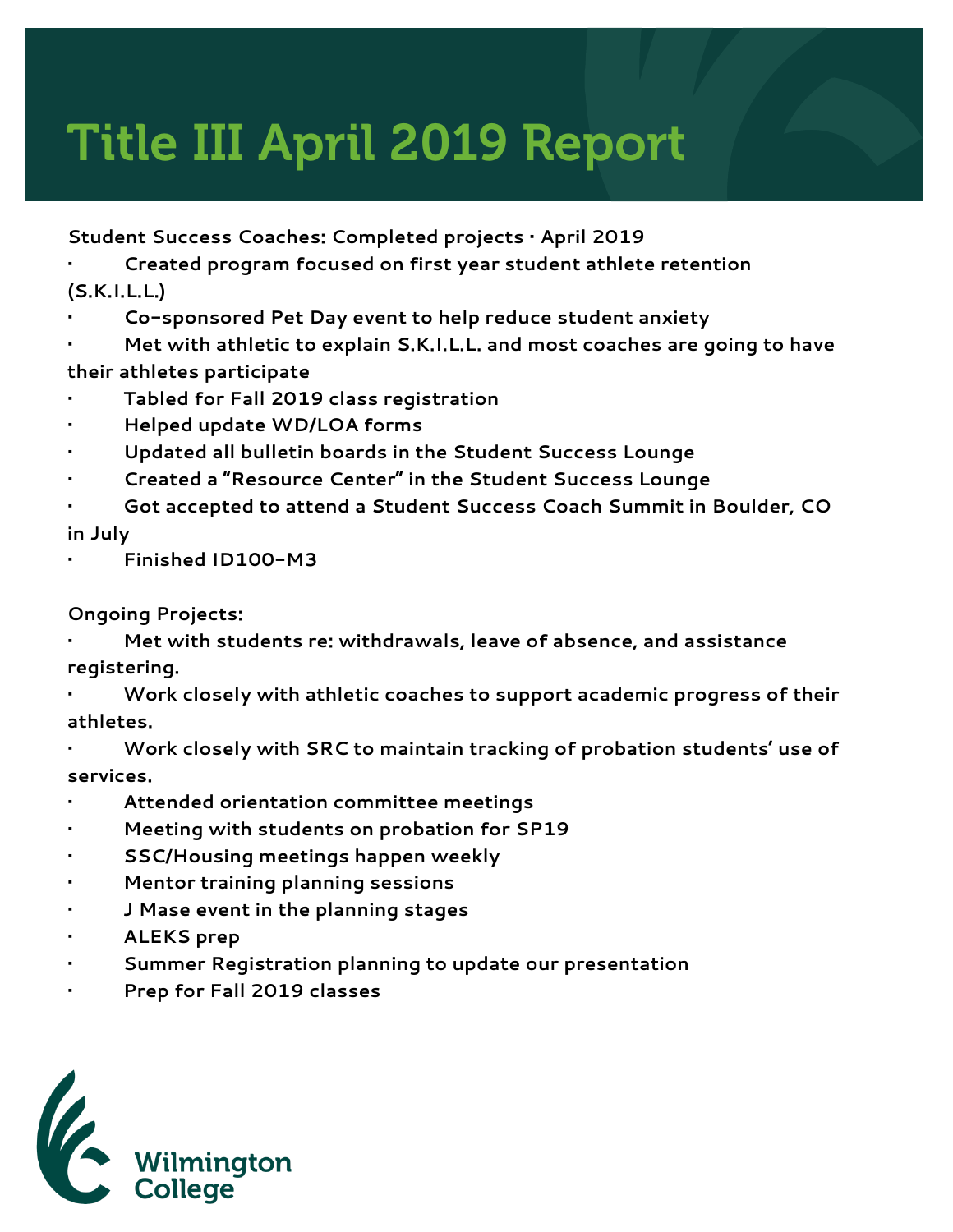# Title III April 2019 Report

**Student Success Coaches: Completed projects · April 2019**

- Created program focused on first year student athlete retention (S.K.I.L.L.)
- Co-sponsored Pet Day event to help reduce student anxiety
- Met with athletic to explain S.K.I.L.L. and most coaches are going to have their athletes participate
- Tabled for Fall 2019 class registration
- Helped update WD/LOA forms
- Updated all bulletin boards in the Student Success Lounge
- Created a "Resource Center" in the Student Success Lounge
- Got accepted to attend a Student Success Coach Summit in Boulder, CO in July
- Finished ID100-M3

**Ongoing Projects:**

- Met with students re: withdrawals, leave of absence, and assistance registering.
- Work closely with athletic coaches to support academic progress of their athletes.
- Work closely with SRC to maintain tracking of probation students' use of services.
- Attended orientation committee meetings
- Meeting with students on probation for SP19
- SSC/Housing meetings happen weekly
- Mentor training planning sessions
- J Mase event in the planning stages
- ALEKS prep
- Summer Registration planning to update our presentation
- Prep for Fall 2019 classes

Wilmington College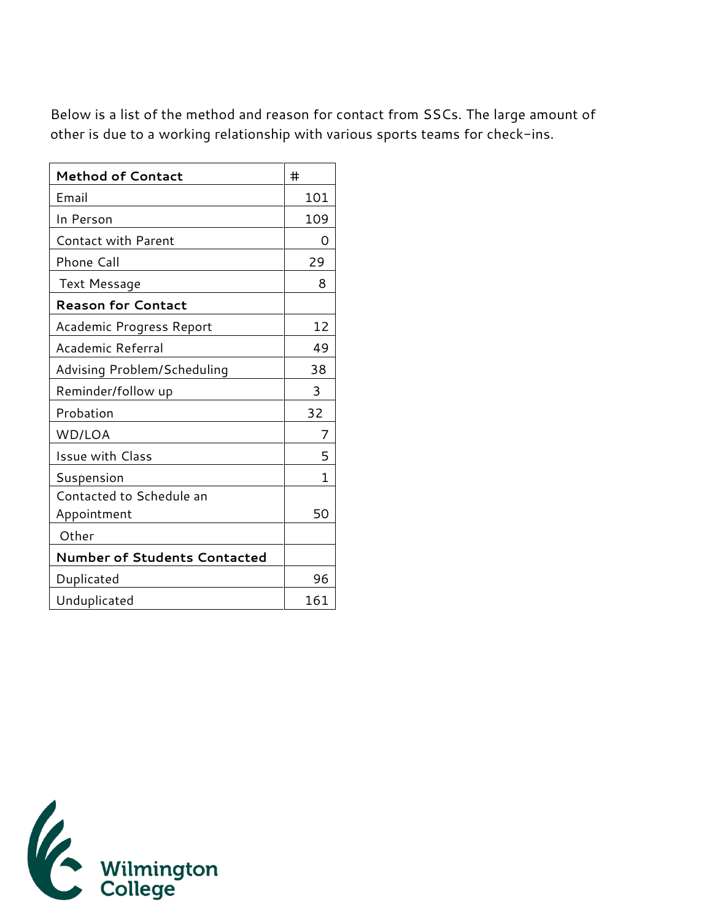Below is a list of the method and reason for contact from SSCs. The large amount of other is due to a working relationship with various sports teams for check-ins.

| Method of Contact | # |
| --- | --- |
| Email | 101 |
| In Person | 109 |
| Contact with Parent | 0 |
| Phone Call | 29 |
| Text Message | 8 |
| **Reason for Contact** | |
| Academic Progress Report | 12 |
| Academic Referral | 49 |
| Advising Problem/Scheduling | 38 |
| Reminder/follow up | 3 |
| Probation | 32 |
| WD/LOA | 7 |
| Issue with Class | 5 |
| Suspension | 1 |
| Contacted to Schedule an Appointment | 50 |
| Other | |
| **Number of Students Contacted** | |
| Duplicated | 96 |
| Unduplicated | 161 |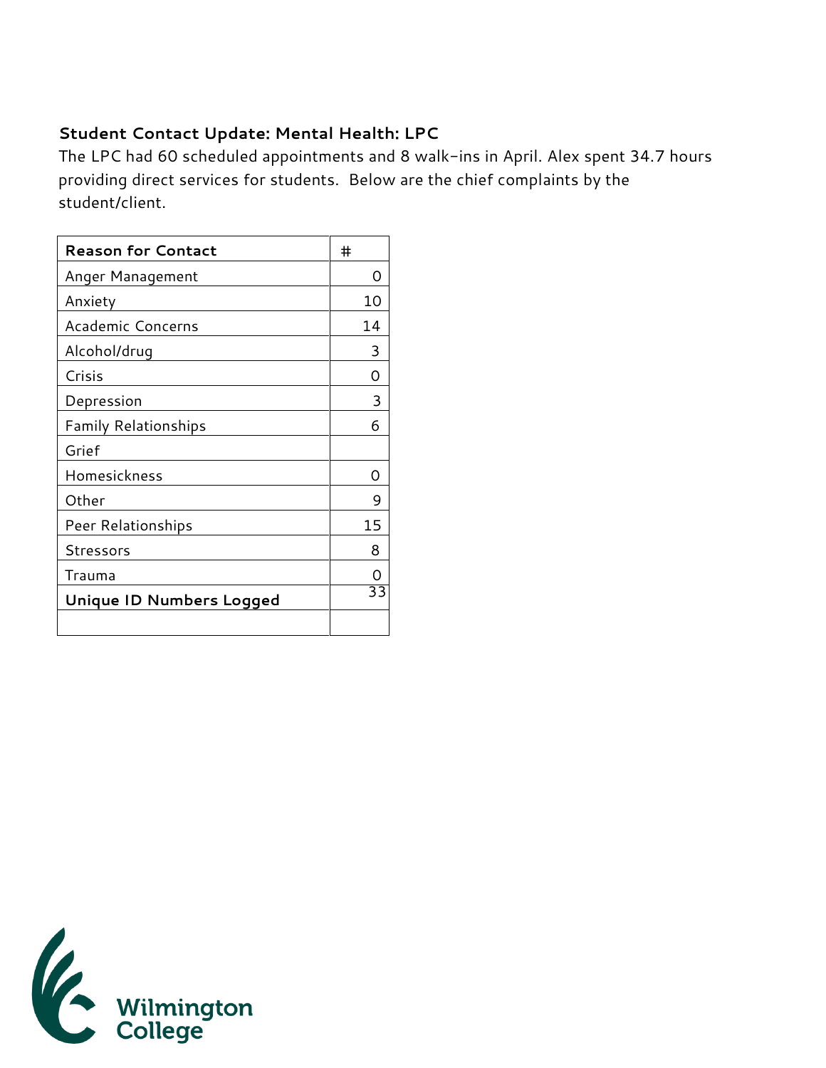**Student Contact Update: Mental Health: LPC**

The LPC had 60 scheduled appointments and 8 walk-ins in April. Alex spent 34.7 hours providing direct services for students. Below are the chief complaints by the student/client.

| **Reason for Contact** | # |
|---|---|
| Anger Management | 0 |
| Anxiety | 10 |
| Academic Concerns | 14 |
| Alcohol/drug | 3 |
| Crisis | 0 |
| Depression | 3 |
| Family Relationships | 6 |
| Grief | |
| Homesickness | 0 |
| Other | 9 |
| Peer Relationships | 15 |
| Stressors | 8 |
| Trauma | 0 |
| **Unique ID Numbers Logged** | 33 |
| | |

Wilmington College